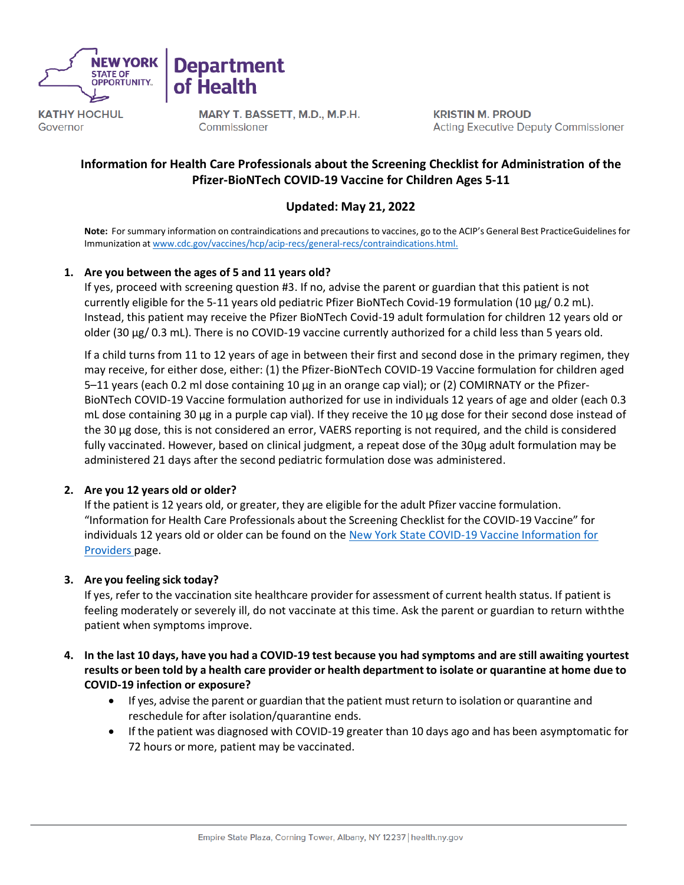NEW YORK STATE OF OPPORTUNITY. | Department of Health

KATHY HOCHUL
Governor

MARY T. BASSETT, M.D., M.P.H.
Commissioner

KRISTIN M. PROUD
Acting Executive Deputy Commissioner

## Information for Health Care Professionals about the Screening Checklist for Administration of the Pfizer-BioNTech COVID-19 Vaccine for Children Ages 5-11

### Updated: May 21, 2022

**Note:** For summary information on contraindications and precautions to vaccines, go to the ACIP's General Best PracticeGuidelines for Immunization at www.cdc.gov/vaccines/hcp/acip-recs/general-recs/contraindications.html.

1. **Are you between the ages of 5 and 11 years old?**
   If yes, proceed with screening question #3. If no, advise the parent or guardian that this patient is not currently eligible for the 5-11 years old pediatric Pfizer BioNTech Covid-19 formulation (10 µg/ 0.2 mL). Instead, this patient may receive the Pfizer BioNTech Covid-19 adult formulation for children 12 years old or older (30 µg/ 0.3 mL). There is no COVID-19 vaccine currently authorized for a child less than 5 years old.

   If a child turns from 11 to 12 years of age in between their first and second dose in the primary regimen, they may receive, for either dose, either: (1) the Pfizer-BioNTech COVID-19 Vaccine formulation for children aged 5–11 years (each 0.2 ml dose containing 10 µg in an orange cap vial); or (2) COMIRNATY or the Pfizer-BioNTech COVID-19 Vaccine formulation authorized for use in individuals 12 years of age and older (each 0.3 mL dose containing 30 µg in a purple cap vial). If they receive the 10 µg dose for their second dose instead of the 30 µg dose, this is not considered an error, VAERS reporting is not required, and the child is considered fully vaccinated. However, based on clinical judgment, a repeat dose of the 30µg adult formulation may be administered 21 days after the second pediatric formulation dose was administered.

2. **Are you 12 years old or older?**
   If the patient is 12 years old, or greater, they are eligible for the adult Pfizer vaccine formulation. "Information for Health Care Professionals about the Screening Checklist for the COVID-19 Vaccine" for individuals 12 years old or older can be found on the New York State COVID-19 Vaccine Information for Providers page.

3. **Are you feeling sick today?**
   If yes, refer to the vaccination site healthcare provider for assessment of current health status. If patient is feeling moderately or severely ill, do not vaccinate at this time. Ask the parent or guardian to return withthe patient when symptoms improve.

4. **In the last 10 days, have you had a COVID-19 test because you had symptoms and are still awaiting yourtest results or been told by a health care provider or health department to isolate or quarantine at home due to COVID-19 infection or exposure?**
   - If yes, advise the parent or guardian that the patient must return to isolation or quarantine and reschedule for after isolation/quarantine ends.
   - If the patient was diagnosed with COVID-19 greater than 10 days ago and has been asymptomatic for 72 hours or more, patient may be vaccinated.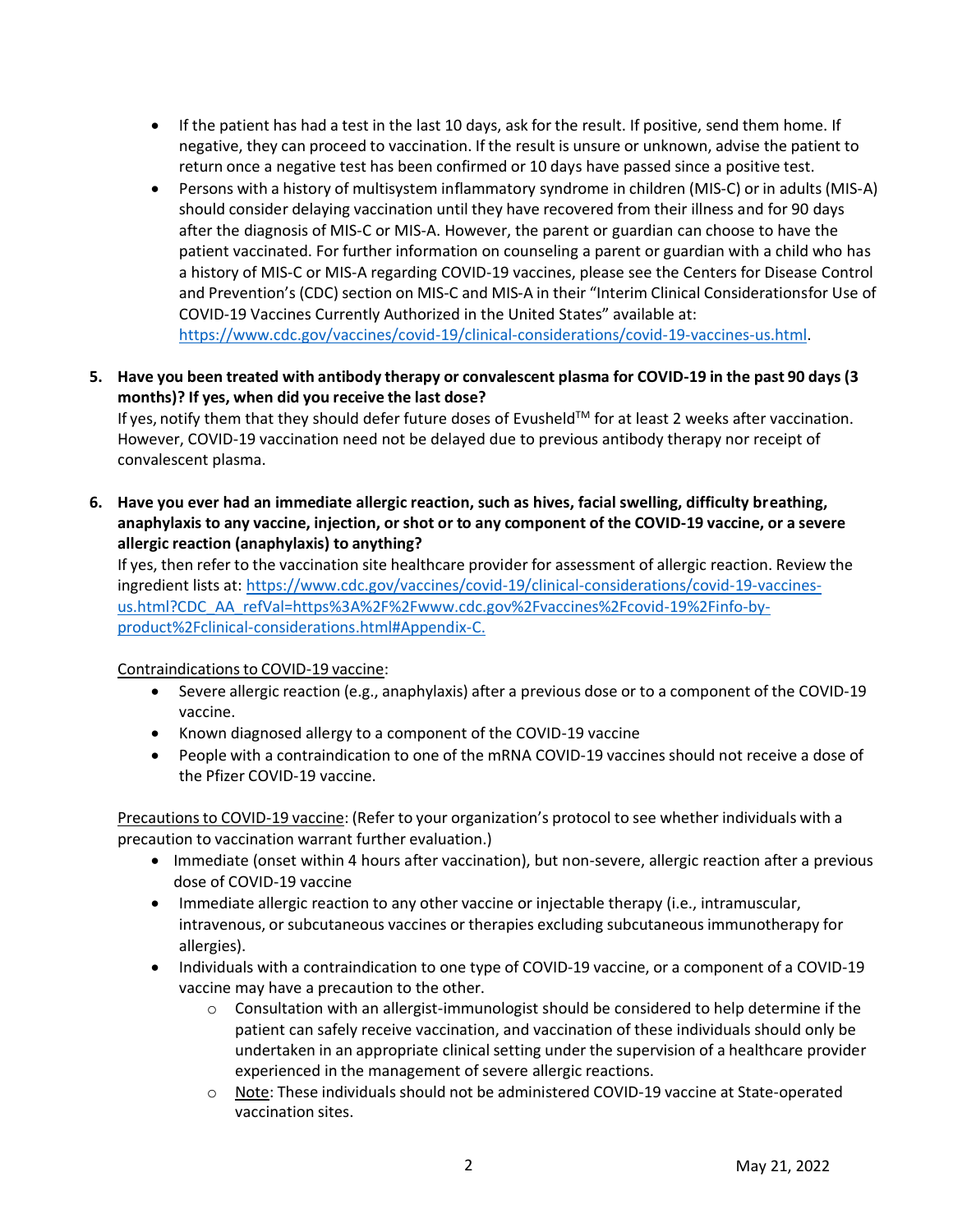- If the patient has had a test in the last 10 days, ask for the result. If positive, send them home. If negative, they can proceed to vaccination. If the result is unsure or unknown, advise the patient to return once a negative test has been confirmed or 10 days have passed since a positive test.
- Persons with a history of multisystem inflammatory syndrome in children (MIS-C) or in adults (MIS-A) should consider delaying vaccination until they have recovered from their illness and for 90 days after the diagnosis of MIS-C or MIS-A. However, the parent or guardian can choose to have the patient vaccinated. For further information on counseling a parent or guardian with a child who has a history of MIS-C or MIS-A regarding COVID-19 vaccines, please see the Centers for Disease Control and Prevention's (CDC) section on MIS-C and MIS-A in their "Interim Clinical Considerationsfor Use of COVID-19 Vaccines Currently Authorized in the United States" available at: [https://www.cdc.gov/vaccines/covid-19/clinical-considerations/covid-19-vaccines-us.html](https://www.cdc.gov/vaccines/covid-19/clinical-considerations/covid-19-vaccines-us.html).

5. **Have you been treated with antibody therapy or convalescent plasma for COVID-19 in the past 90 days (3 months)? If yes, when did you receive the last dose?**
   If yes, notify them that they should defer future doses of Evusheld™ for at least 2 weeks after vaccination. However, COVID-19 vaccination need not be delayed due to previous antibody therapy nor receipt of convalescent plasma.

6. **Have you ever had an immediate allergic reaction, such as hives, facial swelling, difficulty breathing, anaphylaxis to any vaccine, injection, or shot or to any component of the COVID-19 vaccine, or a severe allergic reaction (anaphylaxis) to anything?**
   If yes, then refer to the vaccination site healthcare provider for assessment of allergic reaction. Review the ingredient lists at: [https://www.cdc.gov/vaccines/covid-19/clinical-considerations/covid-19-vaccines-us.html?CDC_AA_refVal=https%3A%2F%2Fwww.cdc.gov%2Fvaccines%2Fcovid-19%2Finfo-by-product%2Fclinical-considerations.html#Appendix-C.](https://www.cdc.gov/vaccines/covid-19/clinical-considerations/covid-19-vaccines-us.html?CDC_AA_refVal=https%3A%2F%2Fwww.cdc.gov%2Fvaccines%2Fcovid-19%2Finfo-by-product%2Fclinical-considerations.html#Appendix-C)

   Contraindications to COVID-19 vaccine:
   - Severe allergic reaction (e.g., anaphylaxis) after a previous dose or to a component of the COVID-19 vaccine.
   - Known diagnosed allergy to a component of the COVID-19 vaccine
   - People with a contraindication to one of the mRNA COVID-19 vaccines should not receive a dose of the Pfizer COVID-19 vaccine.

   Precautions to COVID-19 vaccine: (Refer to your organization's protocol to see whether individuals with a precaution to vaccination warrant further evaluation.)
   - Immediate (onset within 4 hours after vaccination), but non-severe, allergic reaction after a previous dose of COVID-19 vaccine
   - Immediate allergic reaction to any other vaccine or injectable therapy (i.e., intramuscular, intravenous, or subcutaneous vaccines or therapies excluding subcutaneous immunotherapy for allergies).
   - Individuals with a contraindication to one type of COVID-19 vaccine, or a component of a COVID-19 vaccine may have a precaution to the other.
     - Consultation with an allergist-immunologist should be considered to help determine if the patient can safely receive vaccination, and vaccination of these individuals should only be undertaken in an appropriate clinical setting under the supervision of a healthcare provider experienced in the management of severe allergic reactions.
     - Note: These individuals should not be administered COVID-19 vaccine at State-operated vaccination sites.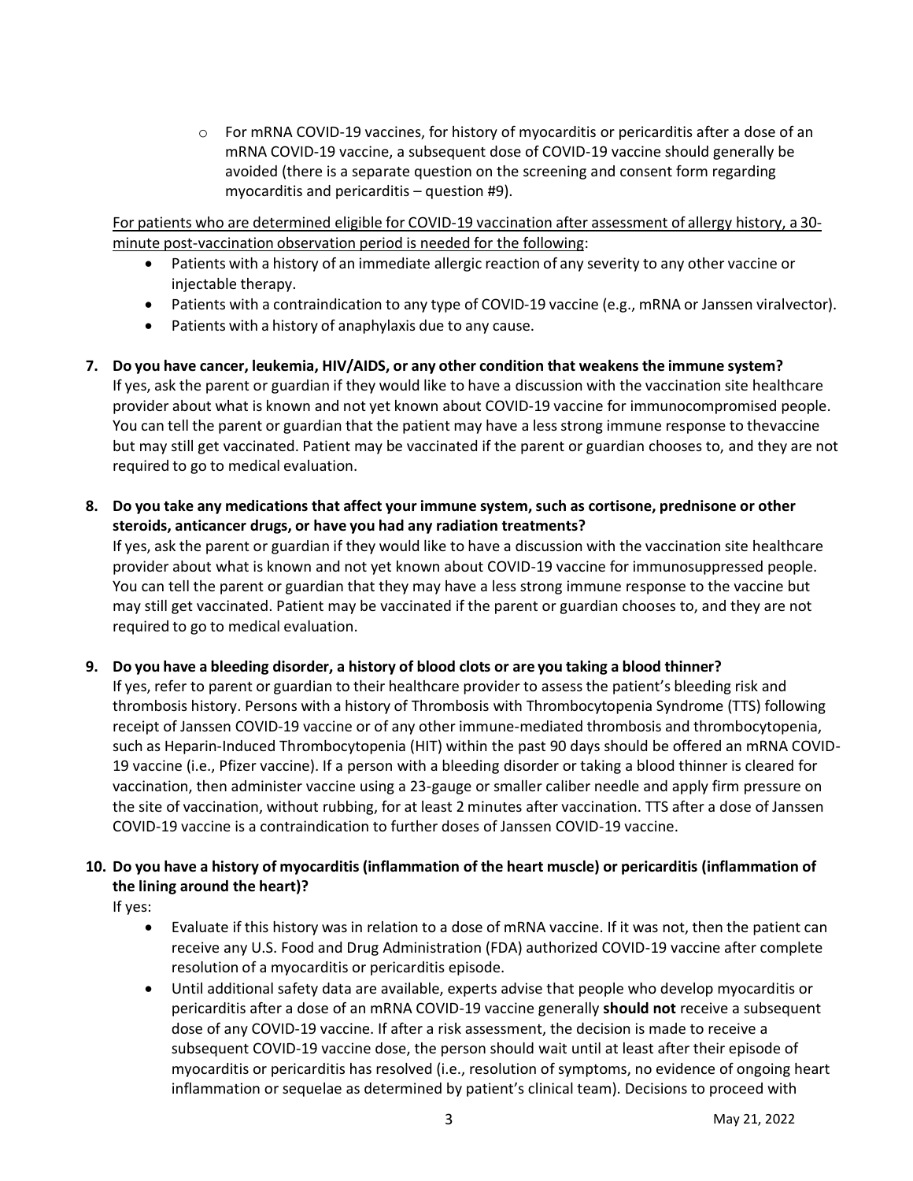- For mRNA COVID-19 vaccines, for history of myocarditis or pericarditis after a dose of an mRNA COVID-19 vaccine, a subsequent dose of COVID-19 vaccine should generally be avoided (there is a separate question on the screening and consent form regarding myocarditis and pericarditis – question #9).

<u>For patients who are determined eligible for COVID-19 vaccination after assessment of allergy history, a 30-minute post-vaccination observation period is needed for the following</u>:

- Patients with a history of an immediate allergic reaction of any severity to any other vaccine or injectable therapy.
- Patients with a contraindication to any type of COVID-19 vaccine (e.g., mRNA or Janssen viralvector).
- Patients with a history of anaphylaxis due to any cause.

**7. Do you have cancer, leukemia, HIV/AIDS, or any other condition that weakens the immune system?**

If yes, ask the parent or guardian if they would like to have a discussion with the vaccination site healthcare provider about what is known and not yet known about COVID-19 vaccine for immunocompromised people. You can tell the parent or guardian that the patient may have a less strong immune response to thevaccine but may still get vaccinated. Patient may be vaccinated if the parent or guardian chooses to, and they are not required to go to medical evaluation.

**8. Do you take any medications that affect your immune system, such as cortisone, prednisone or other steroids, anticancer drugs, or have you had any radiation treatments?**

If yes, ask the parent or guardian if they would like to have a discussion with the vaccination site healthcare provider about what is known and not yet known about COVID-19 vaccine for immunosuppressed people. You can tell the parent or guardian that they may have a less strong immune response to the vaccine but may still get vaccinated. Patient may be vaccinated if the parent or guardian chooses to, and they are not required to go to medical evaluation.

**9. Do you have a bleeding disorder, a history of blood clots or are you taking a blood thinner?**

If yes, refer to parent or guardian to their healthcare provider to assess the patient's bleeding risk and thrombosis history. Persons with a history of Thrombosis with Thrombocytopenia Syndrome (TTS) following receipt of Janssen COVID-19 vaccine or of any other immune-mediated thrombosis and thrombocytopenia, such as Heparin-Induced Thrombocytopenia (HIT) within the past 90 days should be offered an mRNA COVID-19 vaccine (i.e., Pfizer vaccine). If a person with a bleeding disorder or taking a blood thinner is cleared for vaccination, then administer vaccine using a 23-gauge or smaller caliber needle and apply firm pressure on the site of vaccination, without rubbing, for at least 2 minutes after vaccination. TTS after a dose of Janssen COVID-19 vaccine is a contraindication to further doses of Janssen COVID-19 vaccine.

**10. Do you have a history of myocarditis (inflammation of the heart muscle) or pericarditis (inflammation of the lining around the heart)?**

If yes:

- Evaluate if this history was in relation to a dose of mRNA vaccine. If it was not, then the patient can receive any U.S. Food and Drug Administration (FDA) authorized COVID-19 vaccine after complete resolution of a myocarditis or pericarditis episode.
- Until additional safety data are available, experts advise that people who develop myocarditis or pericarditis after a dose of an mRNA COVID-19 vaccine generally **should not** receive a subsequent dose of any COVID-19 vaccine. If after a risk assessment, the decision is made to receive a subsequent COVID-19 vaccine dose, the person should wait until at least after their episode of myocarditis or pericarditis has resolved (i.e., resolution of symptoms, no evidence of ongoing heart inflammation or sequelae as determined by patient's clinical team). Decisions to proceed with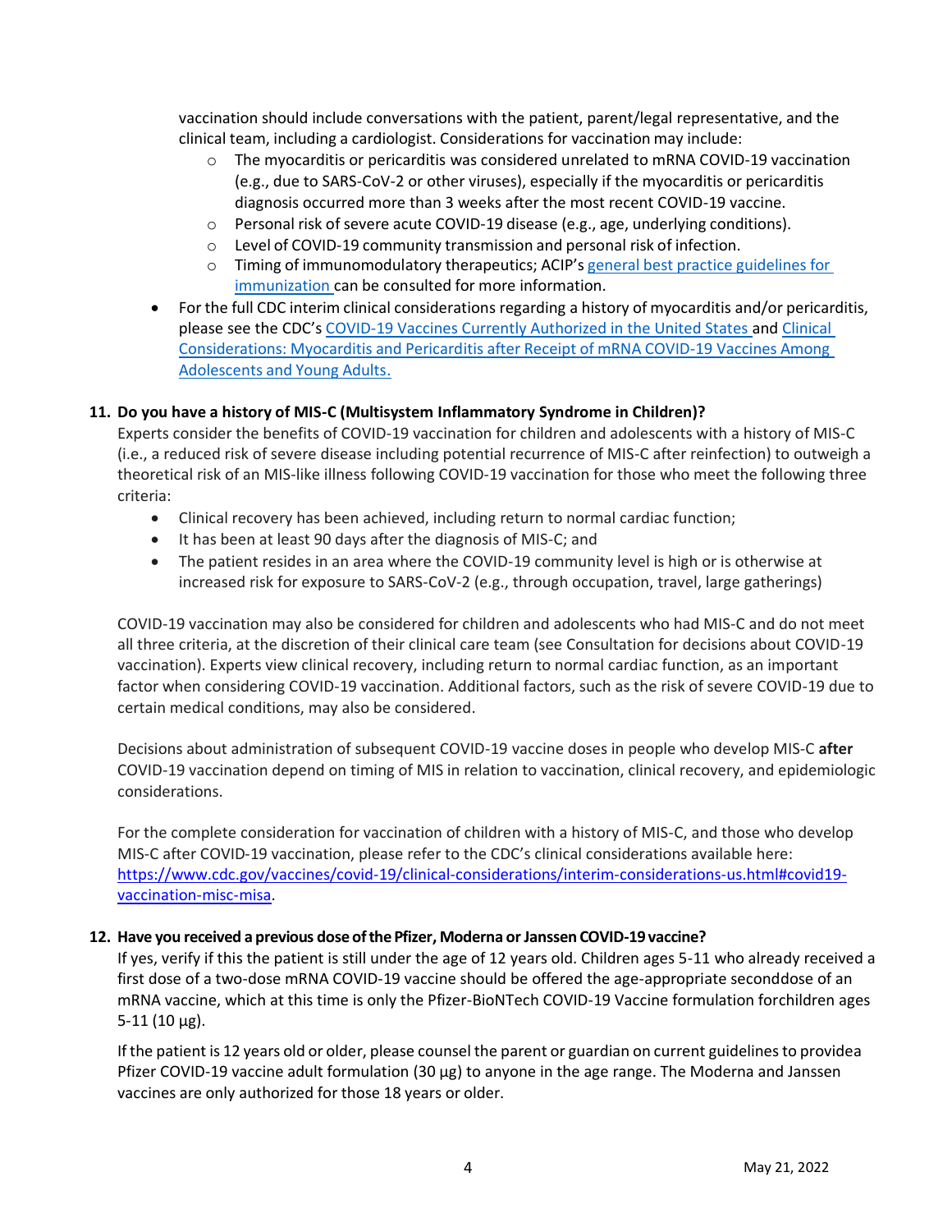vaccination should include conversations with the patient, parent/legal representative, and the clinical team, including a cardiologist. Considerations for vaccination may include:
  - The myocarditis or pericarditis was considered unrelated to mRNA COVID-19 vaccination (e.g., due to SARS-CoV-2 or other viruses), especially if the myocarditis or pericarditis diagnosis occurred more than 3 weeks after the most recent COVID-19 vaccine.
  - Personal risk of severe acute COVID-19 disease (e.g., age, underlying conditions).
  - Level of COVID-19 community transmission and personal risk of infection.
  - Timing of immunomodulatory therapeutics; ACIP's general best practice guidelines for immunization can be consulted for more information.
- For the full CDC interim clinical considerations regarding a history of myocarditis and/or pericarditis, please see the CDC's COVID-19 Vaccines Currently Authorized in the United States and Clinical Considerations: Myocarditis and Pericarditis after Receipt of mRNA COVID-19 Vaccines Among Adolescents and Young Adults.

**11. Do you have a history of MIS-C (Multisystem Inflammatory Syndrome in Children)?**

Experts consider the benefits of COVID-19 vaccination for children and adolescents with a history of MIS-C (i.e., a reduced risk of severe disease including potential recurrence of MIS-C after reinfection) to outweigh a theoretical risk of an MIS-like illness following COVID-19 vaccination for those who meet the following three criteria:

- Clinical recovery has been achieved, including return to normal cardiac function;
- It has been at least 90 days after the diagnosis of MIS-C; and
- The patient resides in an area where the COVID-19 community level is high or is otherwise at increased risk for exposure to SARS-CoV-2 (e.g., through occupation, travel, large gatherings)

COVID-19 vaccination may also be considered for children and adolescents who had MIS-C and do not meet all three criteria, at the discretion of their clinical care team (see Consultation for decisions about COVID-19 vaccination). Experts view clinical recovery, including return to normal cardiac function, as an important factor when considering COVID-19 vaccination. Additional factors, such as the risk of severe COVID-19 due to certain medical conditions, may also be considered.

Decisions about administration of subsequent COVID-19 vaccine doses in people who develop MIS-C **after** COVID-19 vaccination depend on timing of MIS in relation to vaccination, clinical recovery, and epidemiologic considerations.

For the complete consideration for vaccination of children with a history of MIS-C, and those who develop MIS-C after COVID-19 vaccination, please refer to the CDC's clinical considerations available here: https://www.cdc.gov/vaccines/covid-19/clinical-considerations/interim-considerations-us.html#covid19-vaccination-misc-misa.

**12. Have you received a previous dose of the Pfizer, Moderna or Janssen COVID-19 vaccine?**

If yes, verify if this the patient is still under the age of 12 years old. Children ages 5-11 who already received a first dose of a two-dose mRNA COVID-19 vaccine should be offered the age-appropriate seconddose of an mRNA vaccine, which at this time is only the Pfizer-BioNTech COVID-19 Vaccine formulation forchildren ages 5-11 (10 µg).

If the patient is 12 years old or older, please counsel the parent or guardian on current guidelines to providea Pfizer COVID-19 vaccine adult formulation (30 µg) to anyone in the age range. The Moderna and Janssen vaccines are only authorized for those 18 years or older.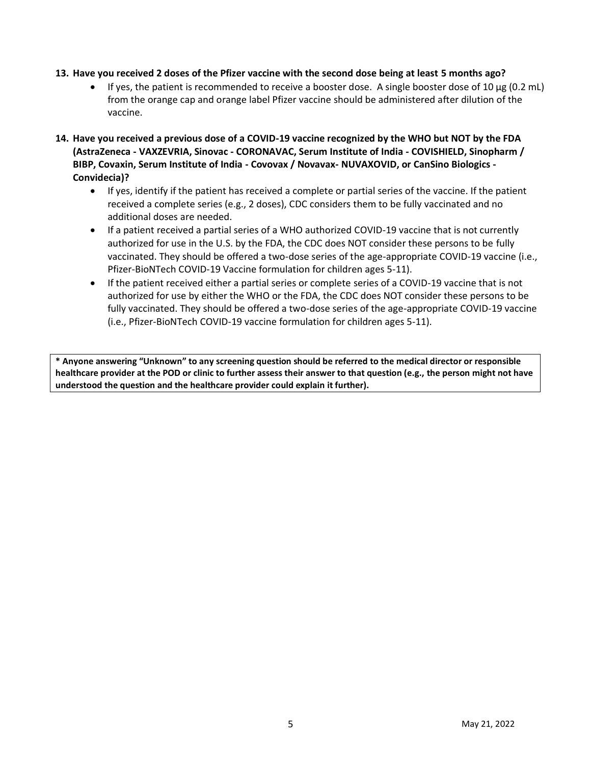**13. Have you received 2 doses of the Pfizer vaccine with the second dose being at least 5 months ago?**

- If yes, the patient is recommended to receive a booster dose. A single booster dose of 10 µg (0.2 mL) from the orange cap and orange label Pfizer vaccine should be administered after dilution of the vaccine.

**14. Have you received a previous dose of a COVID-19 vaccine recognized by the WHO but NOT by the FDA (AstraZeneca - VAXZEVRIA, Sinovac - CORONAVAC, Serum Institute of India - COVISHIELD, Sinopharm / BIBP, Covaxin, Serum Institute of India - Covovax / Novavax- NUVAXOVID, or CanSino Biologics - Convidecia)?**

- If yes, identify if the patient has received a complete or partial series of the vaccine. If the patient received a complete series (e.g., 2 doses), CDC considers them to be fully vaccinated and no additional doses are needed.
- If a patient received a partial series of a WHO authorized COVID-19 vaccine that is not currently authorized for use in the U.S. by the FDA, the CDC does NOT consider these persons to be fully vaccinated. They should be offered a two-dose series of the age-appropriate COVID-19 vaccine (i.e., Pfizer-BioNTech COVID-19 Vaccine formulation for children ages 5-11).
- If the patient received either a partial series or complete series of a COVID-19 vaccine that is not authorized for use by either the WHO or the FDA, the CDC does NOT consider these persons to be fully vaccinated. They should be offered a two-dose series of the age-appropriate COVID-19 vaccine (i.e., Pfizer-BioNTech COVID-19 vaccine formulation for children ages 5-11).

**\* Anyone answering "Unknown" to any screening question should be referred to the medical director or responsible healthcare provider at the POD or clinic to further assess their answer to that question (e.g., the person might not have understood the question and the healthcare provider could explain it further).**